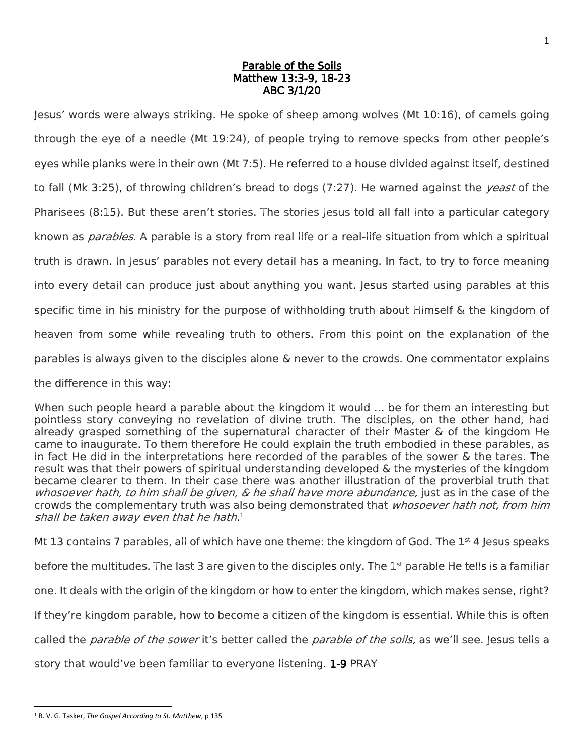# Parable of the Soils
## Matthew 13:3-9, 18-23
## ABC 3/1/20

Jesus' words were always striking. He spoke of sheep among wolves (Mt 10:16), of camels going through the eye of a needle (Mt 19:24), of people trying to remove specks from other people's eyes while planks were in their own (Mt 7:5). He referred to a house divided against itself, destined to fall (Mk 3:25), of throwing children's bread to dogs (7:27). He warned against the *yeast* of the Pharisees (8:15). But these aren't stories. The stories Jesus told all fall into a particular category known as *parables*. A parable is a story from real life or a real-life situation from which a spiritual truth is drawn. In Jesus' parables not every detail has a meaning. In fact, to try to force meaning into every detail can produce just about anything you want. Jesus started using parables at this specific time in his ministry for the purpose of withholding truth about Himself & the kingdom of heaven from some while revealing truth to others. From this point on the explanation of the parables is always given to the disciples alone & never to the crowds. One commentator explains the difference in this way:

When such people heard a parable about the kingdom it would … be for them an interesting but pointless story conveying no revelation of divine truth. The disciples, on the other hand, had already grasped something of the supernatural character of their Master & of the kingdom He came to inaugurate. To them therefore He could explain the truth embodied in these parables, as in fact He did in the interpretations here recorded of the parables of the sower & the tares. The result was that their powers of spiritual understanding developed & the mysteries of the kingdom became clearer to them. In their case there was another illustration of the proverbial truth that *whosoever hath, to him shall be given, & he shall have more abundance,* just as in the case of the crowds the complementary truth was also being demonstrated that *whosoever hath not, from him shall be taken away even that he hath*.[1]

Mt 13 contains 7 parables, all of which have one theme: the kingdom of God. The 1st 4 Jesus speaks before the multitudes. The last 3 are given to the disciples only. The 1st parable He tells is a familiar one. It deals with the origin of the kingdom or how to enter the kingdom, which makes sense, right? If they're kingdom parable, how to become a citizen of the kingdom is essential. While this is often called the *parable of the sower* it's better called the *parable of the soils,* as we'll see. Jesus tells a story that would've been familiar to everyone listening. 1-9 PRAY

[1] R. V. G. Tasker, *The Gospel According to St. Matthew*, p 135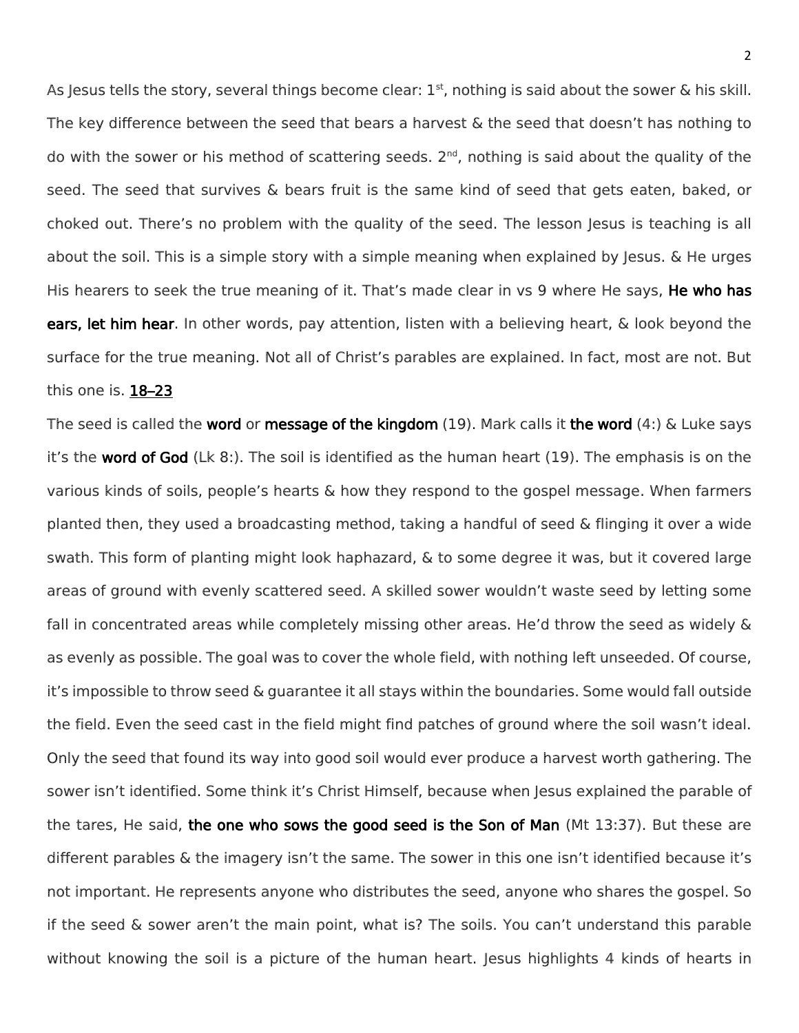As Jesus tells the story, several things become clear: 1st, nothing is said about the sower & his skill. The key difference between the seed that bears a harvest & the seed that doesn't has nothing to do with the sower or his method of scattering seeds. 2nd, nothing is said about the quality of the seed. The seed that survives & bears fruit is the same kind of seed that gets eaten, baked, or choked out. There's no problem with the quality of the seed. The lesson Jesus is teaching is all about the soil. This is a simple story with a simple meaning when explained by Jesus. & He urges His hearers to seek the true meaning of it. That's made clear in vs 9 where He says, **He who has ears, let him hear**. In other words, pay attention, listen with a believing heart, & look beyond the surface for the true meaning. Not all of Christ's parables are explained. In fact, most are not. But this one is. **18–23**

The seed is called the **word** or **message of the kingdom** (19). Mark calls it **the word** (4:) & Luke says it's the **word of God** (Lk 8:). The soil is identified as the human heart (19). The emphasis is on the various kinds of soils, people's hearts & how they respond to the gospel message. When farmers planted then, they used a broadcasting method, taking a handful of seed & flinging it over a wide swath. This form of planting might look haphazard, & to some degree it was, but it covered large areas of ground with evenly scattered seed. A skilled sower wouldn't waste seed by letting some fall in concentrated areas while completely missing other areas. He'd throw the seed as widely & as evenly as possible. The goal was to cover the whole field, with nothing left unseeded. Of course, it's impossible to throw seed & guarantee it all stays within the boundaries. Some would fall outside the field. Even the seed cast in the field might find patches of ground where the soil wasn't ideal. Only the seed that found its way into good soil would ever produce a harvest worth gathering. The sower isn't identified. Some think it's Christ Himself, because when Jesus explained the parable of the tares, He said, **the one who sows the good seed is the Son of Man** (Mt 13:37). But these are different parables & the imagery isn't the same. The sower in this one isn't identified because it's not important. He represents anyone who distributes the seed, anyone who shares the gospel. So if the seed & sower aren't the main point, what is? The soils. You can't understand this parable without knowing the soil is a picture of the human heart. Jesus highlights 4 kinds of hearts in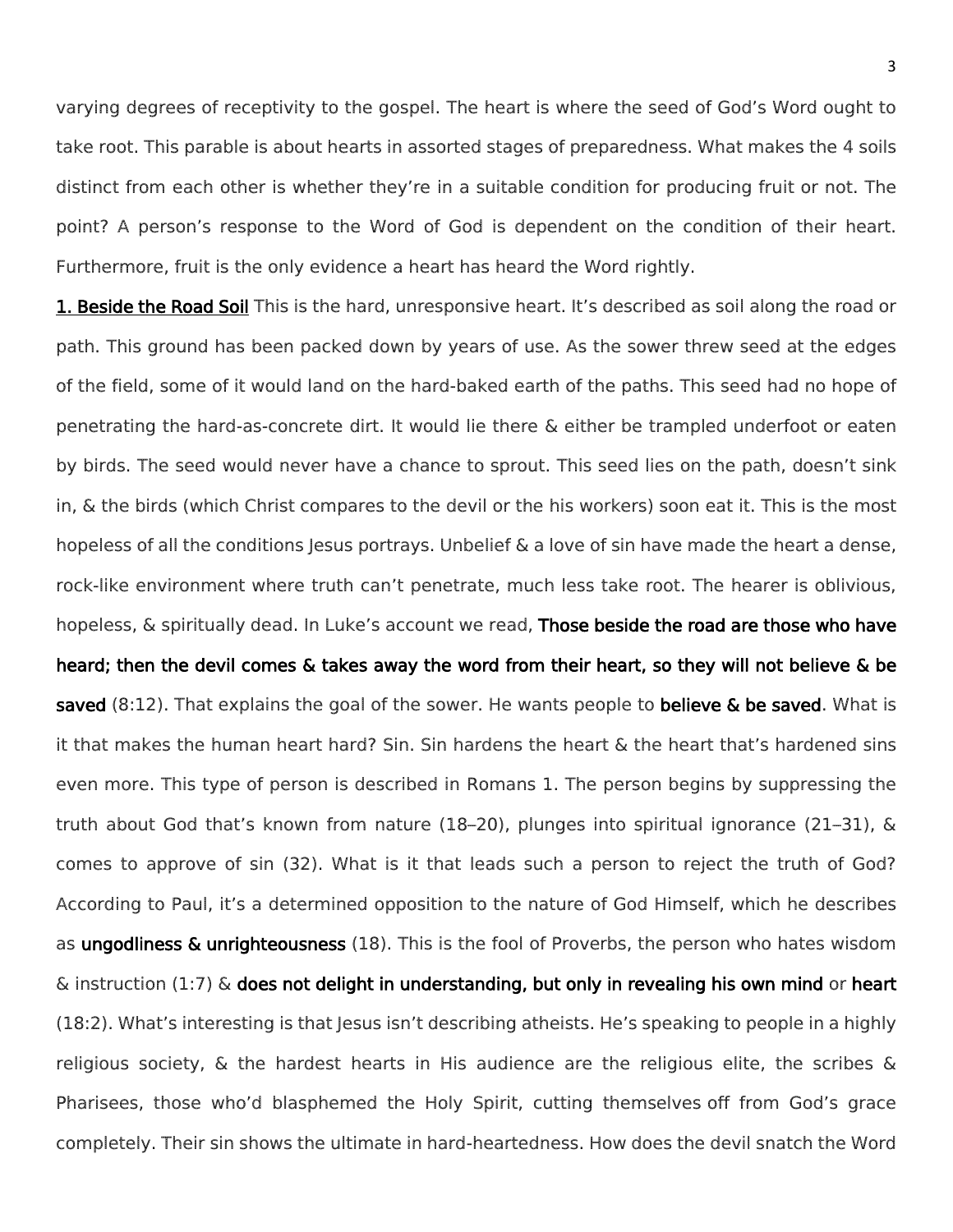varying degrees of receptivity to the gospel. The heart is where the seed of God's Word ought to take root. This parable is about hearts in assorted stages of preparedness. What makes the 4 soils distinct from each other is whether they're in a suitable condition for producing fruit or not. The point? A person's response to the Word of God is dependent on the condition of their heart. Furthermore, fruit is the only evidence a heart has heard the Word rightly.

**1. Beside the Road Soil** This is the hard, unresponsive heart. It's described as soil along the road or path. This ground has been packed down by years of use. As the sower threw seed at the edges of the field, some of it would land on the hard-baked earth of the paths. This seed had no hope of penetrating the hard-as-concrete dirt. It would lie there & either be trampled underfoot or eaten by birds. The seed would never have a chance to sprout. This seed lies on the path, doesn't sink in, & the birds (which Christ compares to the devil or the his workers) soon eat it. This is the most hopeless of all the conditions Jesus portrays. Unbelief & a love of sin have made the heart a dense, rock-like environment where truth can't penetrate, much less take root. The hearer is oblivious, hopeless, & spiritually dead. In Luke's account we read, **Those beside the road are those who have heard; then the devil comes & takes away the word from their heart, so they will not believe & be saved** (8:12). That explains the goal of the sower. He wants people to **believe & be saved**. What is it that makes the human heart hard? Sin. Sin hardens the heart & the heart that's hardened sins even more. This type of person is described in Romans 1. The person begins by suppressing the truth about God that's known from nature (18–20), plunges into spiritual ignorance (21–31), & comes to approve of sin (32). What is it that leads such a person to reject the truth of God? According to Paul, it's a determined opposition to the nature of God Himself, which he describes as **ungodliness & unrighteousness** (18). This is the fool of Proverbs, the person who hates wisdom & instruction (1:7) & **does not delight in understanding, but only in revealing his own mind** or **heart** (18:2). What's interesting is that Jesus isn't describing atheists. He's speaking to people in a highly religious society, & the hardest hearts in His audience are the religious elite, the scribes & Pharisees, those who'd blasphemed the Holy Spirit, cutting themselves off from God's grace completely. Their sin shows the ultimate in hard-heartedness. How does the devil snatch the Word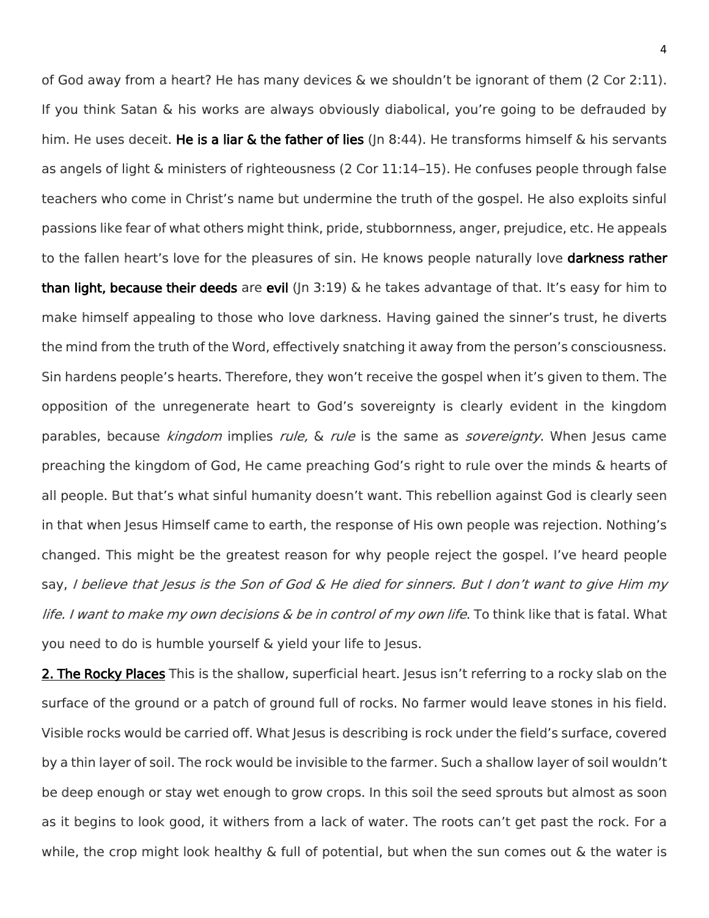of God away from a heart? He has many devices & we shouldn't be ignorant of them (2 Cor 2:11). If you think Satan & his works are always obviously diabolical, you're going to be defrauded by him. He uses deceit. **He is a liar & the father of lies** (Jn 8:44). He transforms himself & his servants as angels of light & ministers of righteousness (2 Cor 11:14–15). He confuses people through false teachers who come in Christ's name but undermine the truth of the gospel. He also exploits sinful passions like fear of what others might think, pride, stubbornness, anger, prejudice, etc. He appeals to the fallen heart's love for the pleasures of sin. He knows people naturally love **darkness rather than light, because their deeds** are **evil** (Jn 3:19) & he takes advantage of that. It's easy for him to make himself appealing to those who love darkness. Having gained the sinner's trust, he diverts the mind from the truth of the Word, effectively snatching it away from the person's consciousness. Sin hardens people's hearts. Therefore, they won't receive the gospel when it's given to them. The opposition of the unregenerate heart to God's sovereignty is clearly evident in the kingdom parables, because *kingdom* implies *rule,* & *rule* is the same as *sovereignty*. When Jesus came preaching the kingdom of God, He came preaching God's right to rule over the minds & hearts of all people. But that's what sinful humanity doesn't want. This rebellion against God is clearly seen in that when Jesus Himself came to earth, the response of His own people was rejection. Nothing's changed. This might be the greatest reason for why people reject the gospel. I've heard people say, *I believe that Jesus is the Son of God & He died for sinners. But I don't want to give Him my life. I want to make my own decisions & be in control of my own life*. To think like that is fatal. What you need to do is humble yourself & yield your life to Jesus.

**2. The Rocky Places** This is the shallow, superficial heart. Jesus isn't referring to a rocky slab on the surface of the ground or a patch of ground full of rocks. No farmer would leave stones in his field. Visible rocks would be carried off. What Jesus is describing is rock under the field's surface, covered by a thin layer of soil. The rock would be invisible to the farmer. Such a shallow layer of soil wouldn't be deep enough or stay wet enough to grow crops. In this soil the seed sprouts but almost as soon as it begins to look good, it withers from a lack of water. The roots can't get past the rock. For a while, the crop might look healthy & full of potential, but when the sun comes out & the water is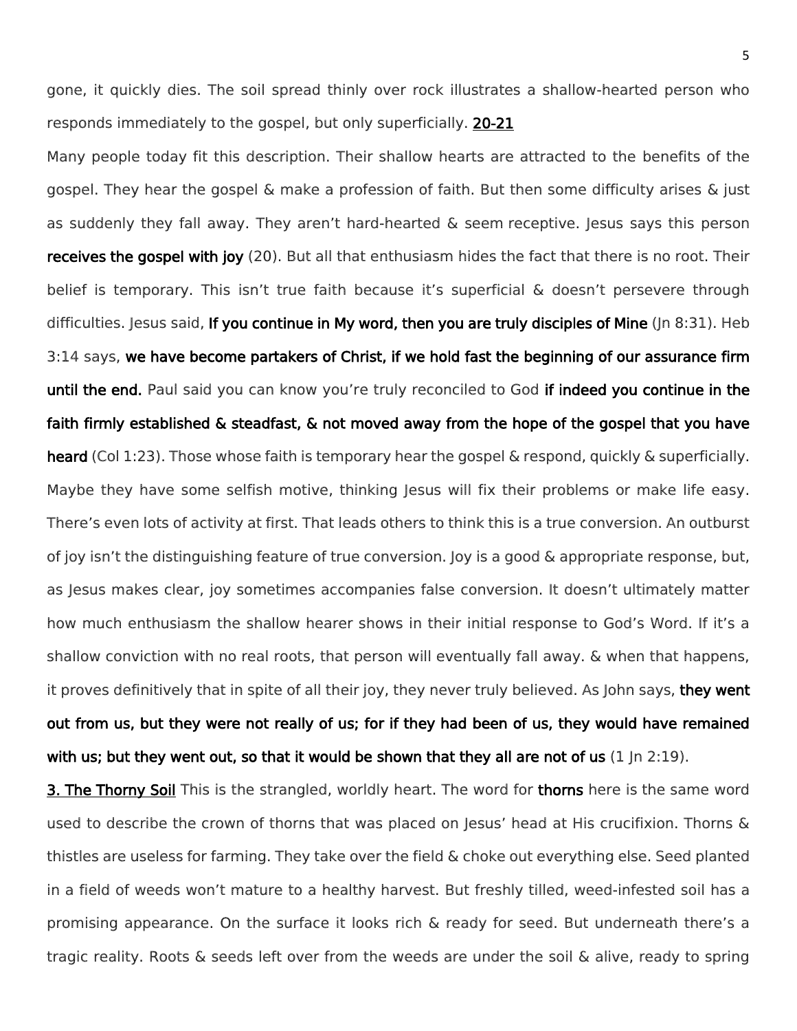gone, it quickly dies. The soil spread thinly over rock illustrates a shallow-hearted person who responds immediately to the gospel, but only superficially. **20-21**

Many people today fit this description. Their shallow hearts are attracted to the benefits of the gospel. They hear the gospel & make a profession of faith. But then some difficulty arises & just as suddenly they fall away. They aren't hard-hearted & seem receptive. Jesus says this person **receives the gospel with joy** (20). But all that enthusiasm hides the fact that there is no root. Their belief is temporary. This isn't true faith because it's superficial & doesn't persevere through difficulties. Jesus said, **If you continue in My word, then you are truly disciples of Mine** (Jn 8:31). Heb 3:14 says, **we have become partakers of Christ, if we hold fast the beginning of our assurance firm until the end.** Paul said you can know you're truly reconciled to God **if indeed you continue in the faith firmly established & steadfast, & not moved away from the hope of the gospel that you have heard** (Col 1:23). Those whose faith is temporary hear the gospel & respond, quickly & superficially. Maybe they have some selfish motive, thinking Jesus will fix their problems or make life easy. There's even lots of activity at first. That leads others to think this is a true conversion. An outburst of joy isn't the distinguishing feature of true conversion. Joy is a good & appropriate response, but, as Jesus makes clear, joy sometimes accompanies false conversion. It doesn't ultimately matter how much enthusiasm the shallow hearer shows in their initial response to God's Word. If it's a shallow conviction with no real roots, that person will eventually fall away. & when that happens, it proves definitively that in spite of all their joy, they never truly believed. As John says, **they went out from us, but they were not really of us; for if they had been of us, they would have remained with us; but they went out, so that it would be shown that they all are not of us** (1 Jn 2:19).

**3. The Thorny Soil** This is the strangled, worldly heart. The word for **thorns** here is the same word used to describe the crown of thorns that was placed on Jesus' head at His crucifixion. Thorns & thistles are useless for farming. They take over the field & choke out everything else. Seed planted in a field of weeds won't mature to a healthy harvest. But freshly tilled, weed-infested soil has a promising appearance. On the surface it looks rich & ready for seed. But underneath there's a tragic reality. Roots & seeds left over from the weeds are under the soil & alive, ready to spring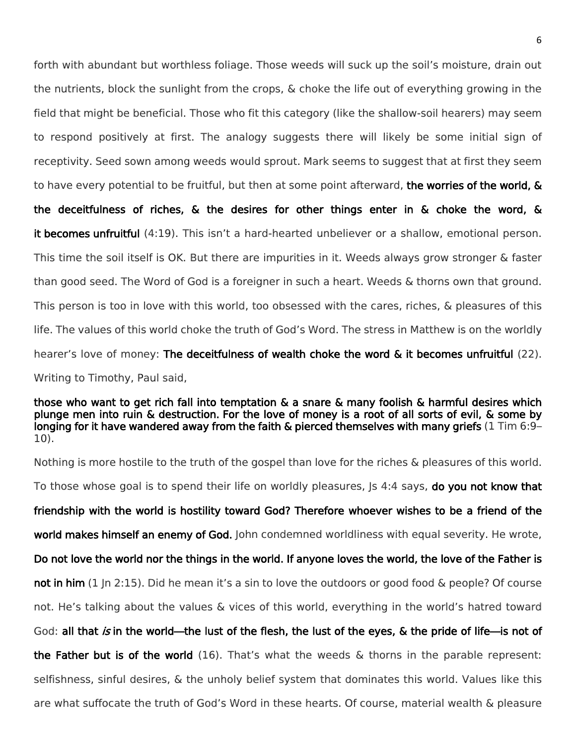forth with abundant but worthless foliage. Those weeds will suck up the soil's moisture, drain out the nutrients, block the sunlight from the crops, & choke the life out of everything growing in the field that might be beneficial. Those who fit this category (like the shallow-soil hearers) may seem to respond positively at first. The analogy suggests there will likely be some initial sign of receptivity. Seed sown among weeds would sprout. Mark seems to suggest that at first they seem to have every potential to be fruitful, but then at some point afterward, **the worries of the world, & the deceitfulness of riches, & the desires for other things enter in & choke the word, & it becomes unfruitful** (4:19). This isn't a hard-hearted unbeliever or a shallow, emotional person. This time the soil itself is OK. But there are impurities in it. Weeds always grow stronger & faster than good seed. The Word of God is a foreigner in such a heart. Weeds & thorns own that ground. This person is too in love with this world, too obsessed with the cares, riches, & pleasures of this life. The values of this world choke the truth of God's Word. The stress in Matthew is on the worldly hearer's love of money: **The deceitfulness of wealth choke the word & it becomes unfruitful** (22). Writing to Timothy, Paul said,

> **those who want to get rich fall into temptation & a snare & many foolish & harmful desires which plunge men into ruin & destruction. For the love of money is a root of all sorts of evil, & some by longing for it have wandered away from the faith & pierced themselves with many griefs** (1 Tim 6:9–10).

Nothing is more hostile to the truth of the gospel than love for the riches & pleasures of this world. To those whose goal is to spend their life on worldly pleasures, Js 4:4 says, **do you not know that friendship with the world is hostility toward God? Therefore whoever wishes to be a friend of the world makes himself an enemy of God.** John condemned worldliness with equal severity. He wrote, **Do not love the world nor the things in the world. If anyone loves the world, the love of the Father is not in him** (1 Jn 2:15). Did he mean it's a sin to love the outdoors or good food & people? Of course not. He's talking about the values & vices of this world, everything in the world's hatred toward God: **all that *is* in the world—the lust of the flesh, the lust of the eyes, & the pride of life—is not of the Father but is of the world** (16). That's what the weeds & thorns in the parable represent: selfishness, sinful desires, & the unholy belief system that dominates this world. Values like this are what suffocate the truth of God's Word in these hearts. Of course, material wealth & pleasure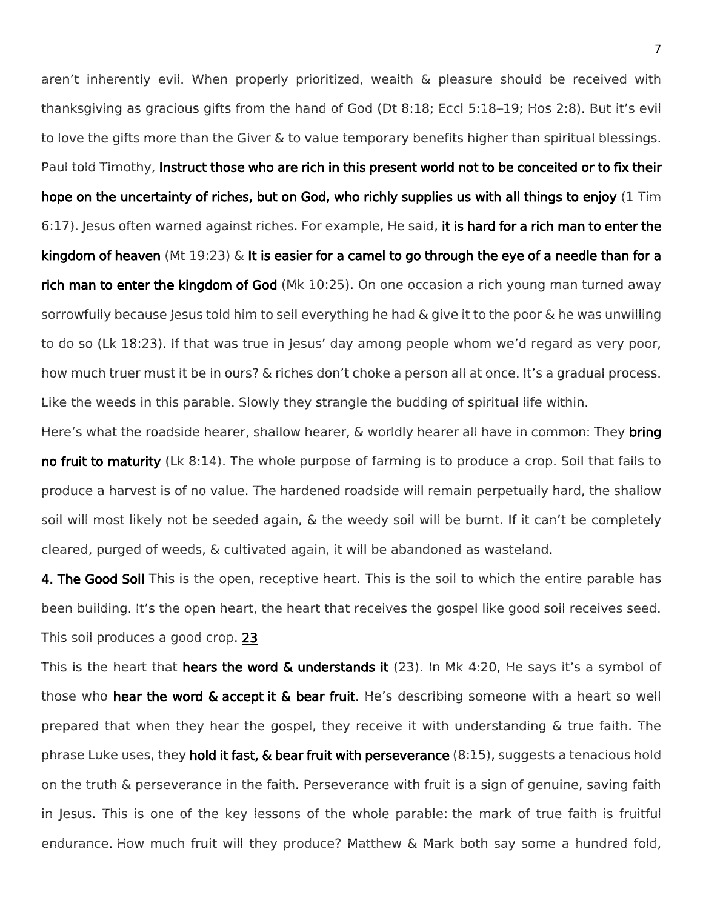aren't inherently evil. When properly prioritized, wealth & pleasure should be received with thanksgiving as gracious gifts from the hand of God (Dt 8:18; Eccl 5:18–19; Hos 2:8). But it's evil to love the gifts more than the Giver & to value temporary benefits higher than spiritual blessings. Paul told Timothy, **Instruct those who are rich in this present world not to be conceited or to fix their hope on the uncertainty of riches, but on God, who richly supplies us with all things to enjoy** (1 Tim 6:17). Jesus often warned against riches. For example, He said, **it is hard for a rich man to enter the kingdom of heaven** (Mt 19:23) & **It is easier for a camel to go through the eye of a needle than for a rich man to enter the kingdom of God** (Mk 10:25). On one occasion a rich young man turned away sorrowfully because Jesus told him to sell everything he had & give it to the poor & he was unwilling to do so (Lk 18:23). If that was true in Jesus' day among people whom we'd regard as very poor, how much truer must it be in ours? & riches don't choke a person all at once. It's a gradual process. Like the weeds in this parable. Slowly they strangle the budding of spiritual life within.

Here's what the roadside hearer, shallow hearer, & worldly hearer all have in common: They **bring no fruit to maturity** (Lk 8:14). The whole purpose of farming is to produce a crop. Soil that fails to produce a harvest is of no value. The hardened roadside will remain perpetually hard, the shallow soil will most likely not be seeded again, & the weedy soil will be burnt. If it can't be completely cleared, purged of weeds, & cultivated again, it will be abandoned as wasteland.

**4. The Good Soil** This is the open, receptive heart. This is the soil to which the entire parable has been building. It's the open heart, the heart that receives the gospel like good soil receives seed. This soil produces a good crop. **23**

This is the heart that **hears the word & understands it** (23). In Mk 4:20, He says it's a symbol of those who **hear the word & accept it & bear fruit**. He's describing someone with a heart so well prepared that when they hear the gospel, they receive it with understanding & true faith. The phrase Luke uses, they **hold it fast, & bear fruit with perseverance** (8:15), suggests a tenacious hold on the truth & perseverance in the faith. Perseverance with fruit is a sign of genuine, saving faith in Jesus. This is one of the key lessons of the whole parable: the mark of true faith is fruitful endurance. How much fruit will they produce? Matthew & Mark both say some a hundred fold,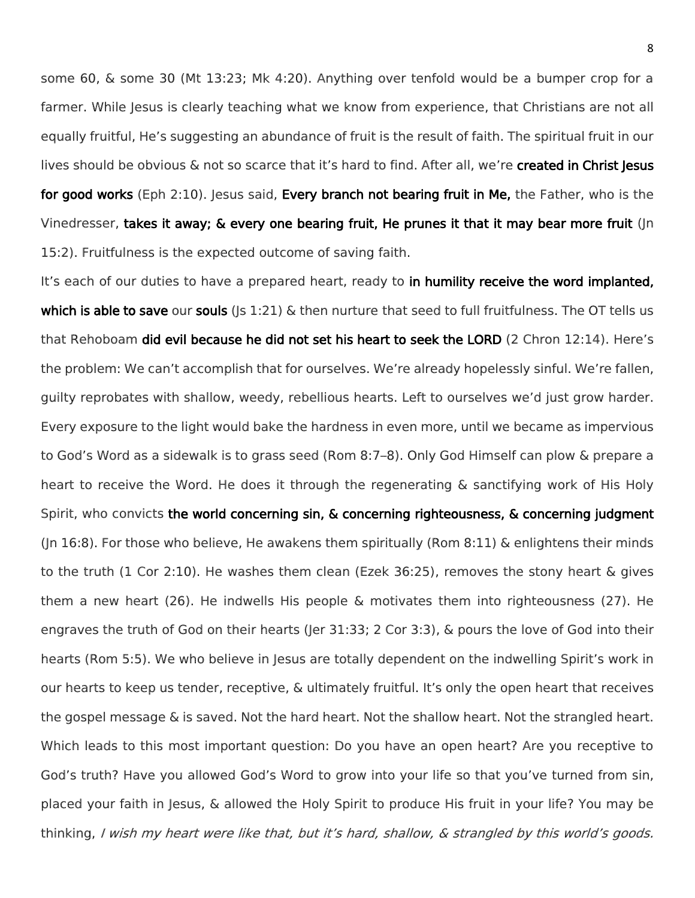some 60, & some 30 (Mt 13:23; Mk 4:20). Anything over tenfold would be a bumper crop for a farmer. While Jesus is clearly teaching what we know from experience, that Christians are not all equally fruitful, He's suggesting an abundance of fruit is the result of faith. The spiritual fruit in our lives should be obvious & not so scarce that it's hard to find. After all, we're **created in Christ Jesus for good works** (Eph 2:10). Jesus said, **Every branch not bearing fruit in Me,** the Father, who is the Vinedresser, **takes it away; & every one bearing fruit, He prunes it that it may bear more fruit** (Jn 15:2). Fruitfulness is the expected outcome of saving faith.

It's each of our duties to have a prepared heart, ready to **in humility receive the word implanted, which is able to save** our **souls** (Js 1:21) & then nurture that seed to full fruitfulness. The OT tells us that Rehoboam **did evil because he did not set his heart to seek the LORD** (2 Chron 12:14). Here's the problem: We can't accomplish that for ourselves. We're already hopelessly sinful. We're fallen, guilty reprobates with shallow, weedy, rebellious hearts. Left to ourselves we'd just grow harder. Every exposure to the light would bake the hardness in even more, until we became as impervious to God's Word as a sidewalk is to grass seed (Rom 8:7–8). Only God Himself can plow & prepare a heart to receive the Word. He does it through the regenerating & sanctifying work of His Holy Spirit, who convicts **the world concerning sin, & concerning righteousness, & concerning judgment** (Jn 16:8). For those who believe, He awakens them spiritually (Rom 8:11) & enlightens their minds to the truth (1 Cor 2:10). He washes them clean (Ezek 36:25), removes the stony heart & gives them a new heart (26). He indwells His people & motivates them into righteousness (27). He engraves the truth of God on their hearts (Jer 31:33; 2 Cor 3:3), & pours the love of God into their hearts (Rom 5:5). We who believe in Jesus are totally dependent on the indwelling Spirit's work in our hearts to keep us tender, receptive, & ultimately fruitful. It's only the open heart that receives the gospel message & is saved. Not the hard heart. Not the shallow heart. Not the strangled heart. Which leads to this most important question: Do you have an open heart? Are you receptive to God's truth? Have you allowed God's Word to grow into your life so that you've turned from sin, placed your faith in Jesus, & allowed the Holy Spirit to produce His fruit in your life? You may be thinking, *I wish my heart were like that, but it's hard, shallow, & strangled by this world's goods.*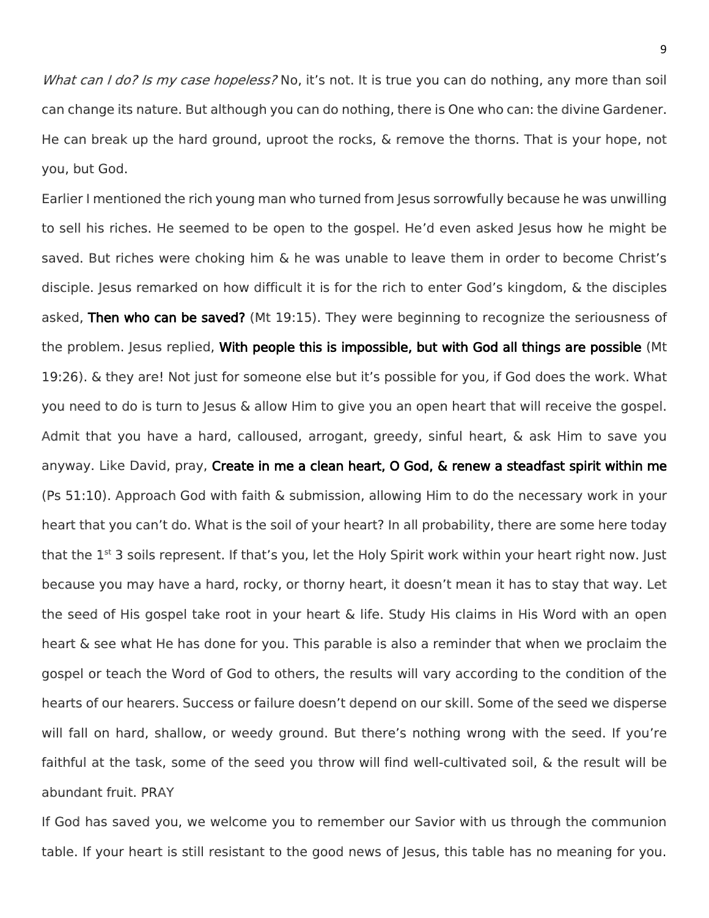*What can I do? Is my case hopeless?* No, it's not. It is true you can do nothing, any more than soil can change its nature. But although you can do nothing, there is One who can: the divine Gardener. He can break up the hard ground, uproot the rocks, & remove the thorns. That is your hope, not you, but God.

Earlier I mentioned the rich young man who turned from Jesus sorrowfully because he was unwilling to sell his riches. He seemed to be open to the gospel. He'd even asked Jesus how he might be saved. But riches were choking him & he was unable to leave them in order to become Christ's disciple. Jesus remarked on how difficult it is for the rich to enter God's kingdom, & the disciples asked, **Then who can be saved?** (Mt 19:15). They were beginning to recognize the seriousness of the problem. Jesus replied, **With people this is impossible, but with God all things are possible** (Mt 19:26). & they are! Not just for someone else but it's possible for you, if God does the work. What you need to do is turn to Jesus & allow Him to give you an open heart that will receive the gospel. Admit that you have a hard, calloused, arrogant, greedy, sinful heart, & ask Him to save you anyway. Like David, pray, **Create in me a clean heart, O God, & renew a steadfast spirit within me** (Ps 51:10). Approach God with faith & submission, allowing Him to do the necessary work in your heart that you can't do. What is the soil of your heart? In all probability, there are some here today that the 1st 3 soils represent. If that's you, let the Holy Spirit work within your heart right now. Just because you may have a hard, rocky, or thorny heart, it doesn't mean it has to stay that way. Let the seed of His gospel take root in your heart & life. Study His claims in His Word with an open heart & see what He has done for you. This parable is also a reminder that when we proclaim the gospel or teach the Word of God to others, the results will vary according to the condition of the hearts of our hearers. Success or failure doesn't depend on our skill. Some of the seed we disperse will fall on hard, shallow, or weedy ground. But there's nothing wrong with the seed. If you're faithful at the task, some of the seed you throw will find well-cultivated soil, & the result will be abundant fruit. PRAY

If God has saved you, we welcome you to remember our Savior with us through the communion table. If your heart is still resistant to the good news of Jesus, this table has no meaning for you.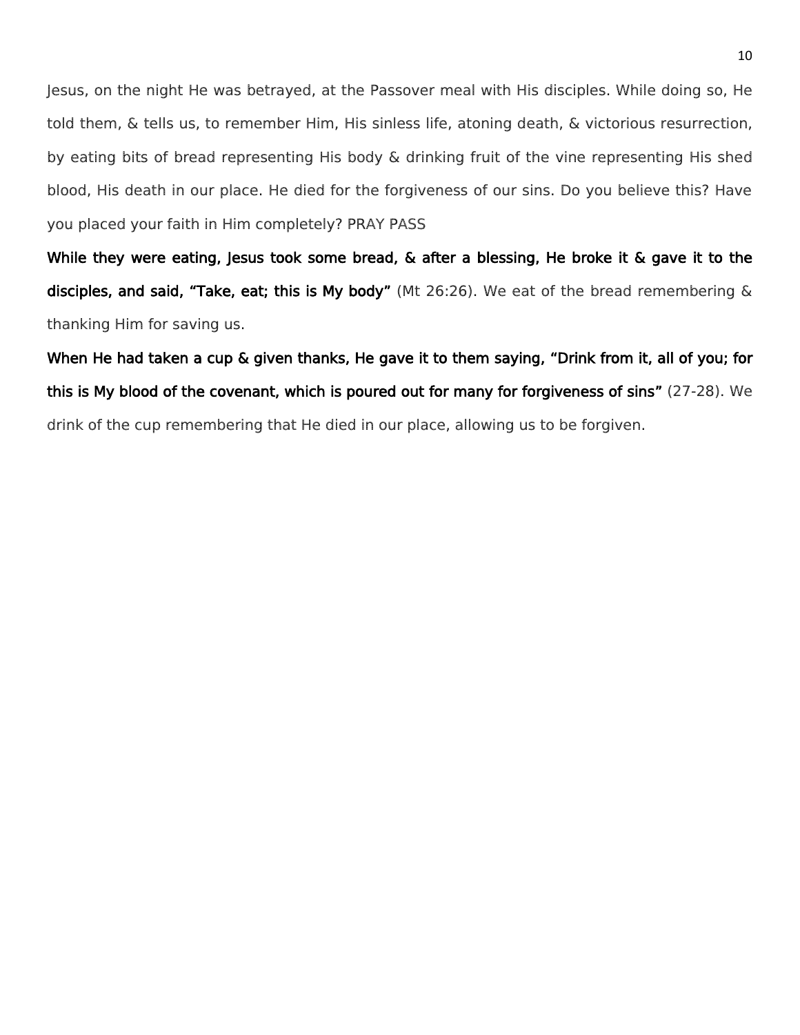Jesus, on the night He was betrayed, at the Passover meal with His disciples. While doing so, He told them, & tells us, to remember Him, His sinless life, atoning death, & victorious resurrection, by eating bits of bread representing His body & drinking fruit of the vine representing His shed blood, His death in our place. He died for the forgiveness of our sins. Do you believe this? Have you placed your faith in Him completely? PRAY PASS

**While they were eating, Jesus took some bread, & after a blessing, He broke it & gave it to the disciples, and said, "Take, eat; this is My body"** (Mt 26:26). We eat of the bread remembering & thanking Him for saving us.

**When He had taken a cup & given thanks, He gave it to them saying, "Drink from it, all of you; for this is My blood of the covenant, which is poured out for many for forgiveness of sins"** (27-28). We drink of the cup remembering that He died in our place, allowing us to be forgiven.